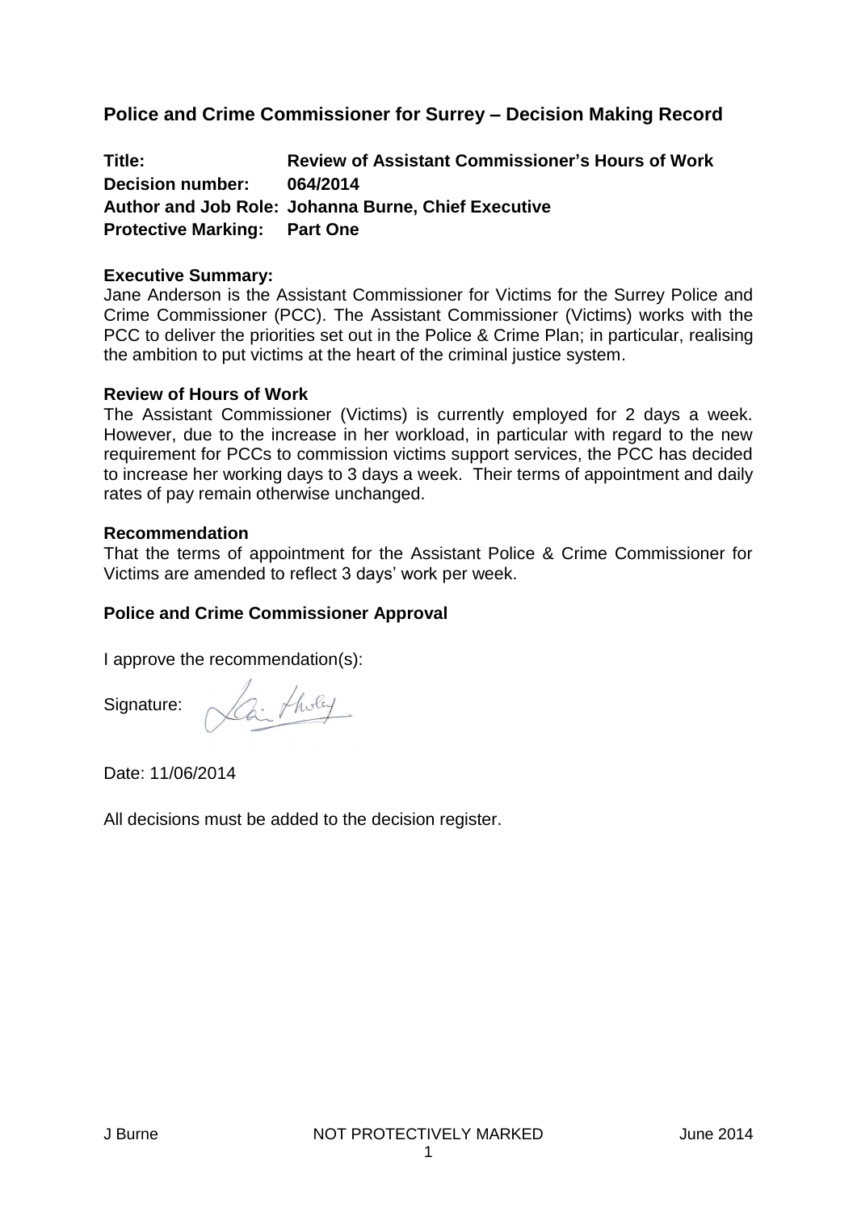# Police and Crime Commissioner for Surrey – Decision Making Record

**Title:** **Review of Assistant Commissioner's Hours of Work**
**Decision number:** **064/2014**
**Author and Job Role:** **Johanna Burne, Chief Executive**
**Protective Marking:** **Part One**

**Executive Summary:**
Jane Anderson is the Assistant Commissioner for Victims for the Surrey Police and Crime Commissioner (PCC). The Assistant Commissioner (Victims) works with the PCC to deliver the priorities set out in the Police & Crime Plan; in particular, realising the ambition to put victims at the heart of the criminal justice system.

**Review of Hours of Work**
The Assistant Commissioner (Victims) is currently employed for 2 days a week. However, due to the increase in her workload, in particular with regard to the new requirement for PCCs to commission victims support services, the PCC has decided to increase her working days to 3 days a week. Their terms of appointment and daily rates of pay remain otherwise unchanged.

**Recommendation**
That the terms of appointment for the Assistant Police & Crime Commissioner for Victims are amended to reflect 3 days' work per week.

**Police and Crime Commissioner Approval**

I approve the recommendation(s):

Signature:

Date: 11/06/2014

All decisions must be added to the decision register.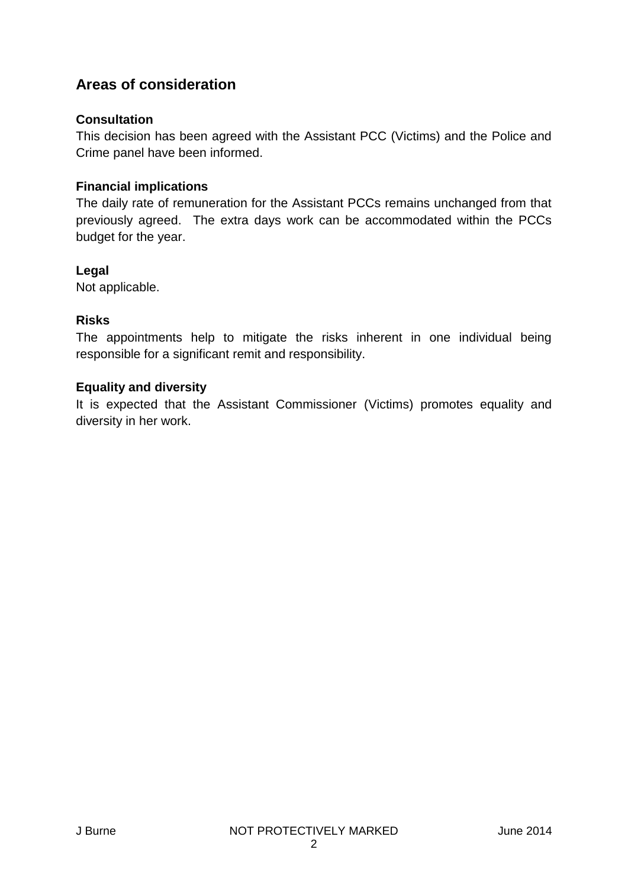## Areas of consideration

**Consultation**
This decision has been agreed with the Assistant PCC (Victims) and the Police and Crime panel have been informed.

**Financial implications**
The daily rate of remuneration for the Assistant PCCs remains unchanged from that previously agreed. The extra days work can be accommodated within the PCCs budget for the year.

**Legal**
Not applicable.

**Risks**
The appointments help to mitigate the risks inherent in one individual being responsible for a significant remit and responsibility.

**Equality and diversity**
It is expected that the Assistant Commissioner (Victims) promotes equality and diversity in her work.